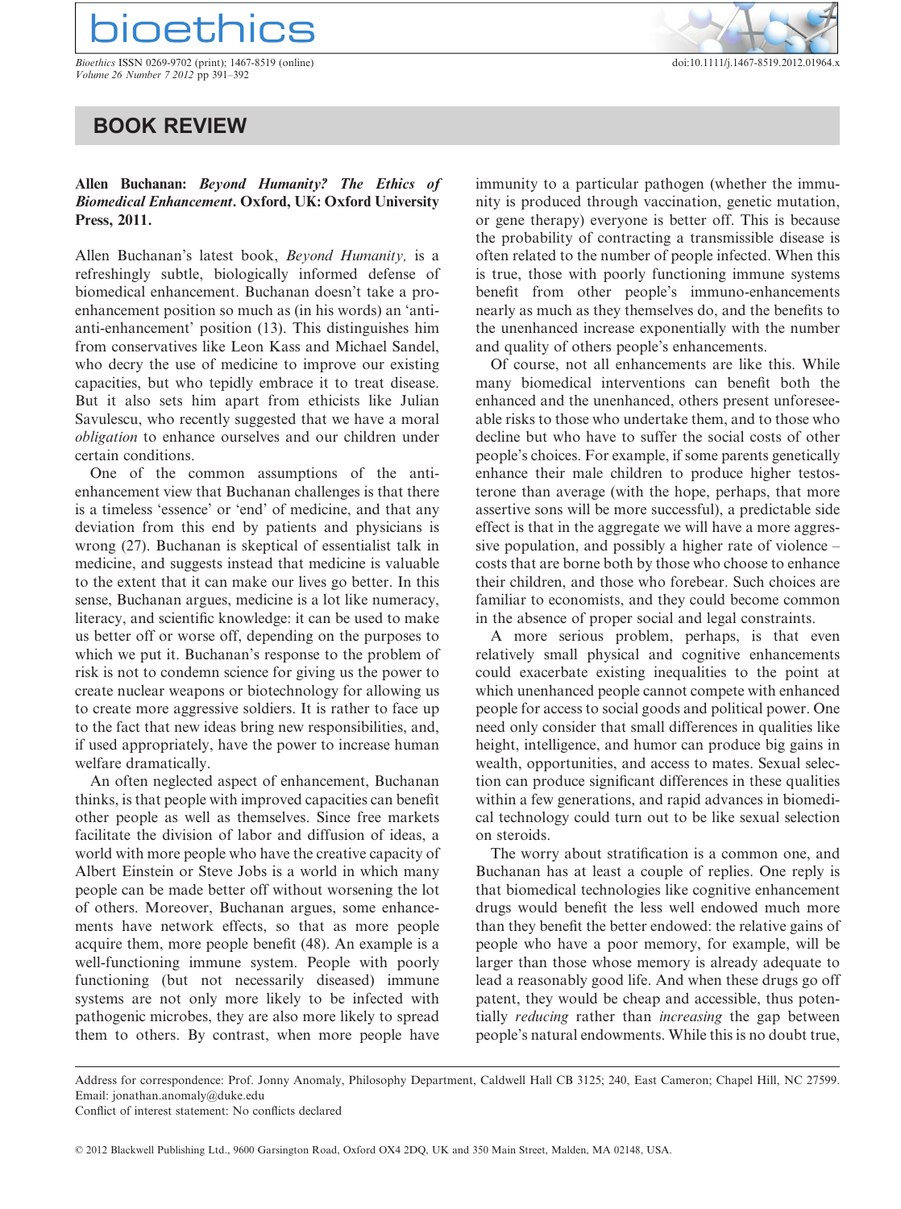## BOOK REVIEW

**Allen Buchanan: *Beyond Humanity? The Ethics of Biomedical Enhancement*. Oxford, UK: Oxford University Press, 2011.**

Allen Buchanan's latest book, *Beyond Humanity,* is a refreshingly subtle, biologically informed defense of biomedical enhancement. Buchanan doesn't take a pro-enhancement position so much as (in his words) an 'anti-anti-enhancement' position (13). This distinguishes him from conservatives like Leon Kass and Michael Sandel, who decry the use of medicine to improve our existing capacities, but who tepidly embrace it to treat disease. But it also sets him apart from ethicists like Julian Savulescu, who recently suggested that we have a moral *obligation* to enhance ourselves and our children under certain conditions.

One of the common assumptions of the anti-enhancement view that Buchanan challenges is that there is a timeless 'essence' or 'end' of medicine, and that any deviation from this end by patients and physicians is wrong (27). Buchanan is skeptical of essentialist talk in medicine, and suggests instead that medicine is valuable to the extent that it can make our lives go better. In this sense, Buchanan argues, medicine is a lot like numeracy, literacy, and scientific knowledge: it can be used to make us better off or worse off, depending on the purposes to which we put it. Buchanan's response to the problem of risk is not to condemn science for giving us the power to create nuclear weapons or biotechnology for allowing us to create more aggressive soldiers. It is rather to face up to the fact that new ideas bring new responsibilities, and, if used appropriately, have the power to increase human welfare dramatically.

An often neglected aspect of enhancement, Buchanan thinks, is that people with improved capacities can benefit other people as well as themselves. Since free markets facilitate the division of labor and diffusion of ideas, a world with more people who have the creative capacity of Albert Einstein or Steve Jobs is a world in which many people can be made better off without worsening the lot of others. Moreover, Buchanan argues, some enhancements have network effects, so that as more people acquire them, more people benefit (48). An example is a well-functioning immune system. People with poorly functioning (but not necessarily diseased) immune systems are not only more likely to be infected with pathogenic microbes, they are also more likely to spread them to others. By contrast, when more people have immunity to a particular pathogen (whether the immunity is produced through vaccination, genetic mutation, or gene therapy) everyone is better off. This is because the probability of contracting a transmissible disease is often related to the number of people infected. When this is true, those with poorly functioning immune systems benefit from other people's immuno-enhancements nearly as much as they themselves do, and the benefits to the unenhanced increase exponentially with the number and quality of others people's enhancements.

Of course, not all enhancements are like this. While many biomedical interventions can benefit both the enhanced and the unenhanced, others present unforeseeable risks to those who undertake them, and to those who decline but who have to suffer the social costs of other people's choices. For example, if some parents genetically enhance their male children to produce higher testosterone than average (with the hope, perhaps, that more assertive sons will be more successful), a predictable side effect is that in the aggregate we will have a more aggressive population, and possibly a higher rate of violence – costs that are borne both by those who choose to enhance their children, and those who forebear. Such choices are familiar to economists, and they could become common in the absence of proper social and legal constraints.

A more serious problem, perhaps, is that even relatively small physical and cognitive enhancements could exacerbate existing inequalities to the point at which unenhanced people cannot compete with enhanced people for access to social goods and political power. One need only consider that small differences in qualities like height, intelligence, and humor can produce big gains in wealth, opportunities, and access to mates. Sexual selection can produce significant differences in these qualities within a few generations, and rapid advances in biomedical technology could turn out to be like sexual selection on steroids.

The worry about stratification is a common one, and Buchanan has at least a couple of replies. One reply is that biomedical technologies like cognitive enhancement drugs would benefit the less well endowed much more than they benefit the better endowed: the relative gains of people who have a poor memory, for example, will be larger than those whose memory is already adequate to lead a reasonably good life. And when these drugs go off patent, they would be cheap and accessible, thus potentially *reducing* rather than *increasing* the gap between people's natural endowments. While this is no doubt true,

Address for correspondence: Prof. Jonny Anomaly, Philosophy Department, Caldwell Hall CB 3125; 240, East Cameron; Chapel Hill, NC 27599. Email: jonathan.anomaly@duke.edu
Conflict of interest statement: No conflicts declared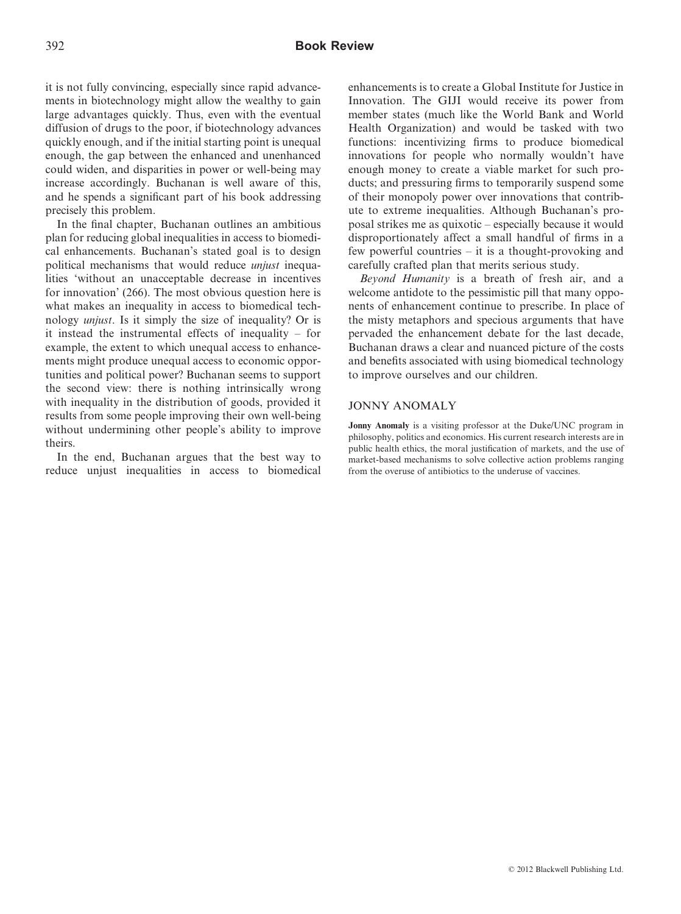it is not fully convincing, especially since rapid advancements in biotechnology might allow the wealthy to gain large advantages quickly. Thus, even with the eventual diffusion of drugs to the poor, if biotechnology advances quickly enough, and if the initial starting point is unequal enough, the gap between the enhanced and unenhanced could widen, and disparities in power or well-being may increase accordingly. Buchanan is well aware of this, and he spends a significant part of his book addressing precisely this problem.

In the final chapter, Buchanan outlines an ambitious plan for reducing global inequalities in access to biomedical enhancements. Buchanan's stated goal is to design political mechanisms that would reduce *unjust* inequalities 'without an unacceptable decrease in incentives for innovation' (266). The most obvious question here is what makes an inequality in access to biomedical technology *unjust*. Is it simply the size of inequality? Or is it instead the instrumental effects of inequality – for example, the extent to which unequal access to enhancements might produce unequal access to economic opportunities and political power? Buchanan seems to support the second view: there is nothing intrinsically wrong with inequality in the distribution of goods, provided it results from some people improving their own well-being without undermining other people's ability to improve theirs.

In the end, Buchanan argues that the best way to reduce unjust inequalities in access to biomedical enhancements is to create a Global Institute for Justice in Innovation. The GIJI would receive its power from member states (much like the World Bank and World Health Organization) and would be tasked with two functions: incentivizing firms to produce biomedical innovations for people who normally wouldn't have enough money to create a viable market for such products; and pressuring firms to temporarily suspend some of their monopoly power over innovations that contribute to extreme inequalities. Although Buchanan's proposal strikes me as quixotic – especially because it would disproportionately affect a small handful of firms in a few powerful countries – it is a thought-provoking and carefully crafted plan that merits serious study.

*Beyond Humanity* is a breath of fresh air, and a welcome antidote to the pessimistic pill that many opponents of enhancement continue to prescribe. In place of the misty metaphors and specious arguments that have pervaded the enhancement debate for the last decade, Buchanan draws a clear and nuanced picture of the costs and benefits associated with using biomedical technology to improve ourselves and our children.

JONNY ANOMALY

**Jonny Anomaly** is a visiting professor at the Duke/UNC program in philosophy, politics and economics. His current research interests are in public health ethics, the moral justification of markets, and the use of market-based mechanisms to solve collective action problems ranging from the overuse of antibiotics to the underuse of vaccines.

© 2012 Blackwell Publishing Ltd.